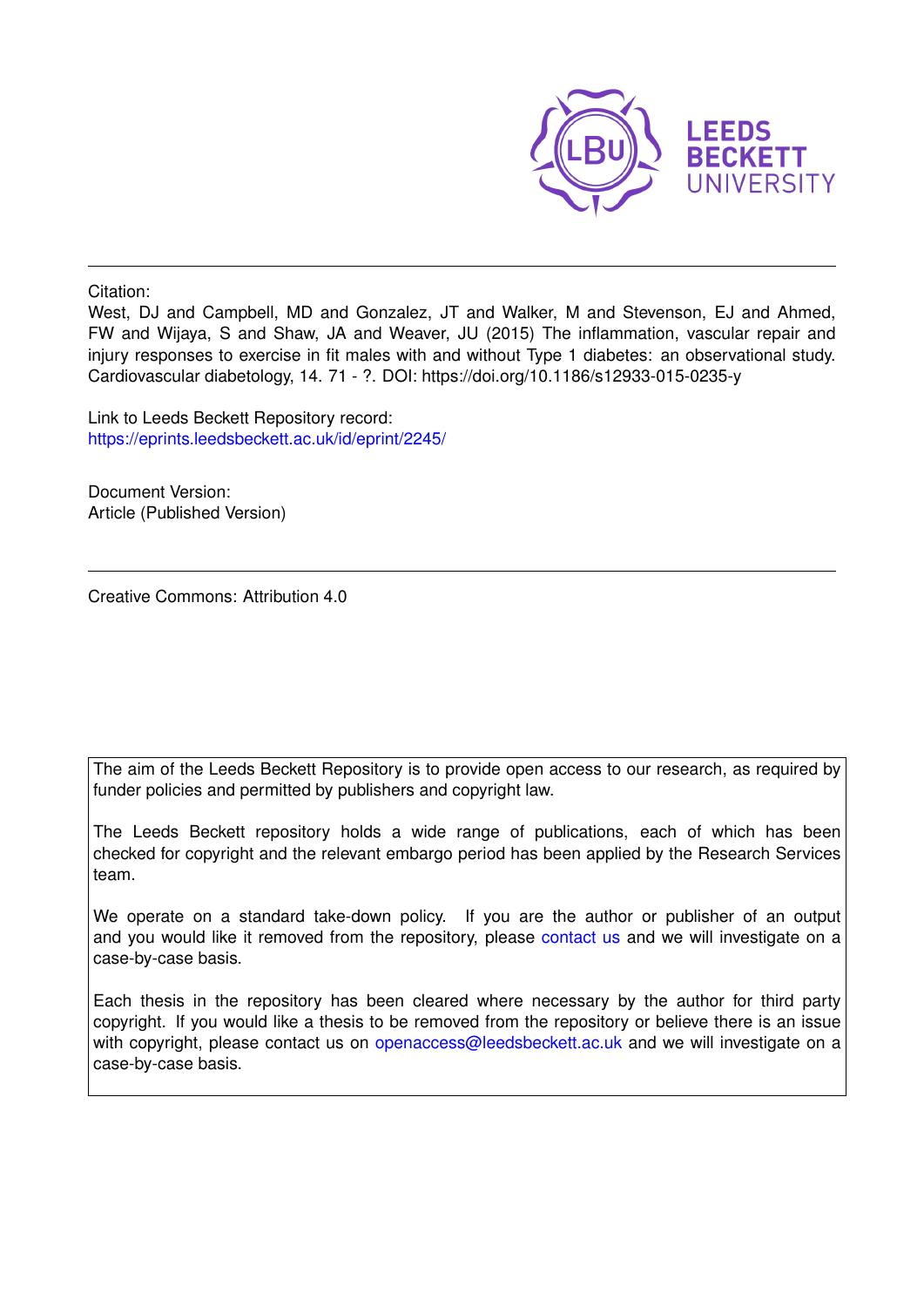Citation:

West, DJ and Campbell, MD and Gonzalez, JT and Walker, M and Stevenson, EJ and Ahmed, FW and Wijaya, S and Shaw, JA and Weaver, JU (2015) The inflammation, vascular repair and injury responses to exercise in fit males with and without Type 1 diabetes: an observational study. Cardiovascular diabetology, 14. 71 - ?. DOI: https://doi.org/10.1186/s12933-015-0235-y

Link to Leeds Beckett Repository record:

https://eprints.leedsbeckett.ac.uk/id/eprint/2245/

Document Version:

Article (Published Version)

Creative Commons: Attribution 4.0

The aim of the Leeds Beckett Repository is to provide open access to our research, as required by funder policies and permitted by publishers and copyright law.

The Leeds Beckett repository holds a wide range of publications, each of which has been checked for copyright and the relevant embargo period has been applied by the Research Services team.

We operate on a standard take-down policy. If you are the author or publisher of an output and you would like it removed from the repository, please contact us and we will investigate on a case-by-case basis.

Each thesis in the repository has been cleared where necessary by the author for third party copyright. If you would like a thesis to be removed from the repository or believe there is an issue with copyright, please contact us on openaccess@leedsbeckett.ac.uk and we will investigate on a case-by-case basis.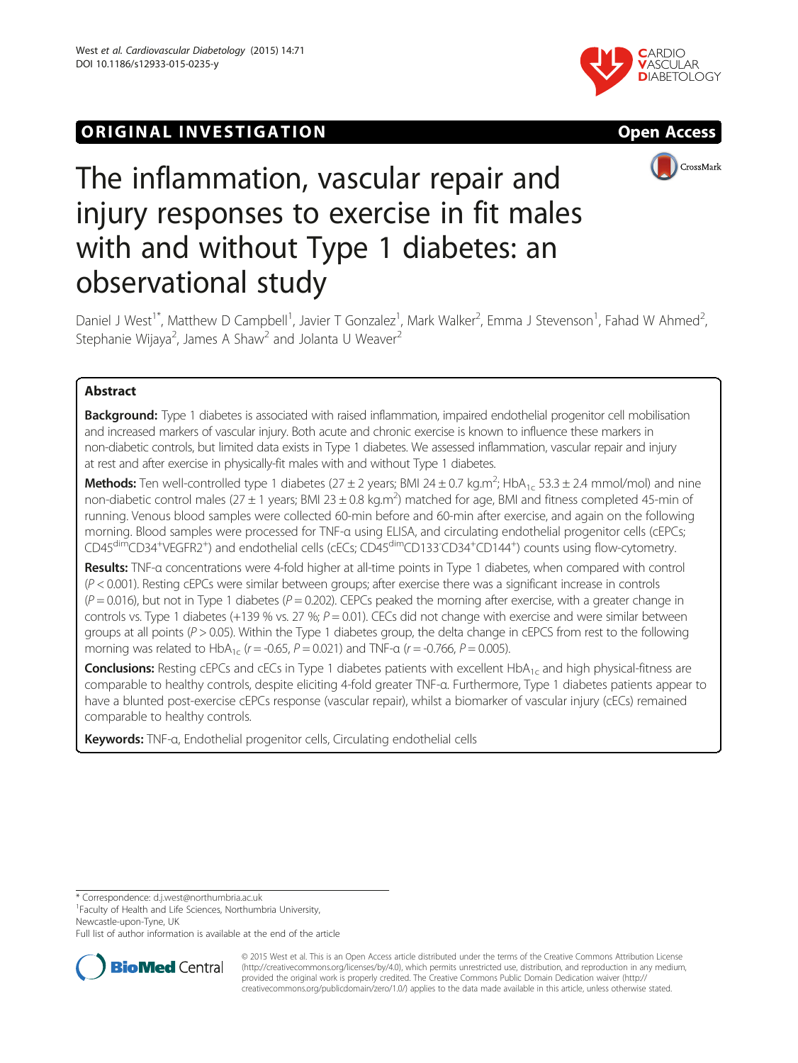West et al. Cardiovascular Diabetology (2015) 14:71
DOI 10.1186/s12933-015-0235-y

**ORIGINAL INVESTIGATION** **Open Access**

# The inflammation, vascular repair and injury responses to exercise in fit males with and without Type 1 diabetes: an observational study

Daniel J West[1*], Matthew D Campbell[1], Javier T Gonzalez[1], Mark Walker[2], Emma J Stevenson[1], Fahad W Ahmed[2], Stephanie Wijaya[2], James A Shaw[2] and Jolanta U Weaver[2]

## Abstract

**Background:** Type 1 diabetes is associated with raised inflammation, impaired endothelial progenitor cell mobilisation and increased markers of vascular injury. Both acute and chronic exercise is known to influence these markers in non-diabetic controls, but limited data exists in Type 1 diabetes. We assessed inflammation, vascular repair and injury at rest and after exercise in physically-fit males with and without Type 1 diabetes.

**Methods:** Ten well-controlled type 1 diabetes (27 ± 2 years; BMI 24 ± 0.7 kg.m$^2$; $HbA_{1c}$ 53.3 ± 2.4 mmol/mol) and nine non-diabetic control males (27 ± 1 years; BMI 23 ± 0.8 kg.m$^2$) matched for age, BMI and fitness completed 45-min of running. Venous blood samples were collected 60-min before and 60-min after exercise, and again on the following morning. Blood samples were processed for TNF-α using ELISA, and circulating endothelial progenitor cells (cEPCs; $CD45^{dim}CD34^{+}VEGFR2^{+}$) and endothelial cells (cECs; $CD45^{dim}CD133^{-}CD34^{+}CD144^{+}$) counts using flow-cytometry.

**Results:** TNF-α concentrations were 4-fold higher at all-time points in Type 1 diabetes, when compared with control ($P < 0.001$). Resting cEPCs were similar between groups; after exercise there was a significant increase in controls ($P = 0.016$), but not in Type 1 diabetes ($P = 0.202$). CEPCs peaked the morning after exercise, with a greater change in controls vs. Type 1 diabetes (+139 % vs. 27 %; $P = 0.01$). CECs did not change with exercise and were similar between groups at all points ($P > 0.05$). Within the Type 1 diabetes group, the delta change in cEPCS from rest to the following morning was related to $HbA_{1c}$ ($r = -0.65$, $P = 0.021$) and TNF-α ($r = -0.766$, $P = 0.005$).

**Conclusions:** Resting cEPCs and cECs in Type 1 diabetes patients with excellent $HbA_{1c}$ and high physical-fitness are comparable to healthy controls, despite eliciting 4-fold greater TNF-α. Furthermore, Type 1 diabetes patients appear to have a blunted post-exercise cEPCs response (vascular repair), whilst a biomarker of vascular injury (cECs) remained comparable to healthy controls.

**Keywords:** TNF-α, Endothelial progenitor cells, Circulating endothelial cells

---

\* Correspondence: d.j.west@northumbria.ac.uk
[1]Faculty of Health and Life Sciences, Northumbria University, Newcastle-upon-Tyne, UK
Full list of author information is available at the end of the article

© 2015 West et al. This is an Open Access article distributed under the terms of the Creative Commons Attribution License (http://creativecommons.org/licenses/by/4.0), which permits unrestricted use, distribution, and reproduction in any medium, provided the original work is properly credited. The Creative Commons Public Domain Dedication waiver (http://creativecommons.org/publicdomain/zero/1.0/) applies to the data made available in this article, unless otherwise stated.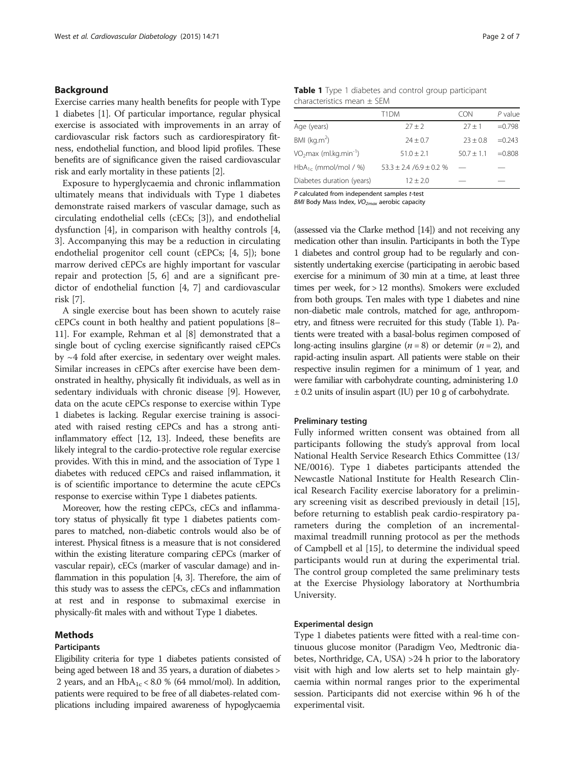## Background

Exercise carries many health benefits for people with Type 1 diabetes [1]. Of particular importance, regular physical exercise is associated with improvements in an array of cardiovascular risk factors such as cardiorespiratory fitness, endothelial function, and blood lipid profiles. These benefits are of significance given the raised cardiovascular risk and early mortality in these patients [2].

Exposure to hyperglycaemia and chronic inflammation ultimately means that individuals with Type 1 diabetes demonstrate raised markers of vascular damage, such as circulating endothelial cells (cECs; [3]), and endothelial dysfunction [4], in comparison with healthy controls [4, 3]. Accompanying this may be a reduction in circulating endothelial progenitor cell count (cEPCs; [4, 5]); bone marrow derived cEPCs are highly important for vascular repair and protection [5, 6] and are a significant predictor of endothelial function [4, 7] and cardiovascular risk [7].

A single exercise bout has been shown to acutely raise cEPCs count in both healthy and patient populations [8–11]. For example, Rehman et al [8] demonstrated that a single bout of cycling exercise significantly raised cEPCs by ~4 fold after exercise, in sedentary over weight males. Similar increases in cEPCs after exercise have been demonstrated in healthy, physically fit individuals, as well as in sedentary individuals with chronic disease [9]. However, data on the acute cEPCs response to exercise within Type 1 diabetes is lacking. Regular exercise training is associated with raised resting cEPCs and has a strong anti-inflammatory effect [12, 13]. Indeed, these benefits are likely integral to the cardio-protective role regular exercise provides. With this in mind, and the association of Type 1 diabetes with reduced cEPCs and raised inflammation, it is of scientific importance to determine the acute cEPCs response to exercise within Type 1 diabetes patients.

Moreover, how the resting cEPCs, cECs and inflammatory status of physically fit type 1 diabetes patients compares to matched, non-diabetic controls would also be of interest. Physical fitness is a measure that is not considered within the existing literature comparing cEPCs (marker of vascular repair), cECs (marker of vascular damage) and inflammation in this population [4, 3]. Therefore, the aim of this study was to assess the cEPCs, cECs and inflammation at rest and in response to submaximal exercise in physically-fit males with and without Type 1 diabetes.

## Methods

### Participants

Eligibility criteria for type 1 diabetes patients consisted of being aged between 18 and 35 years, a duration of diabetes > 2 years, and an $HbA_{1c}$ < 8.0 % (64 mmol/mol). In addition, patients were required to be free of all diabetes-related complications including impaired awareness of hypoglycaemia (assessed via the Clarke method [14]) and not receiving any medication other than insulin. Participants in both the Type 1 diabetes and control group had to be regularly and consistently undertaking exercise (participating in aerobic based exercise for a minimum of 30 min at a time, at least three times per week, for > 12 months). Smokers were excluded from both groups. Ten males with type 1 diabetes and nine non-diabetic male controls, matched for age, anthropometry, and fitness were recruited for this study (Table 1). Patients were treated with a basal-bolus regimen composed of long-acting insulins glargine ($n = 8$) or detemir ($n = 2$), and rapid-acting insulin aspart. All patients were stable on their respective insulin regimen for a minimum of 1 year, and were familiar with carbohydrate counting, administering 1.0 ± 0.2 units of insulin aspart (IU) per 10 g of carbohydrate.

**Table 1** Type 1 diabetes and control group participant characteristics mean ± SEM

| | T1DM | CON | P value |
|---|---|---|---|
| Age (years) | 27 ± 2 | 27 ± 1 | =0.798 |
| BMI ($kg.m^2$) | 24 ± 0.7 | 23 ± 0.8 | =0.243 |
| $VO_2$max ($ml.kg.min^{-1}$) | 51.0 ± 2.1 | 50.7 ± 1.1 | =0.808 |
| $HbA_{1c}$ (mmol/mol / %) | 53.3 ± 2.4 /6.9 ± 0.2 % | — | — |
| Diabetes duration (years) | 12 ± 2.0 | — | — |

*P* calculated from independent samples *t*-test
*BMI* Body Mass Index, $VO_{2max}$ aerobic capacity

### Preliminary testing

Fully informed written consent was obtained from all participants following the study's approval from local National Health Service Research Ethics Committee (13/NE/0016). Type 1 diabetes participants attended the Newcastle National Institute for Health Research Clinical Research Facility exercise laboratory for a preliminary screening visit as described previously in detail [15], before returning to establish peak cardio-respiratory parameters during the completion of an incremental-maximal treadmill running protocol as per the methods of Campbell et al [15], to determine the individual speed participants would run at during the experimental trial. The control group completed the same preliminary tests at the Exercise Physiology laboratory at Northumbria University.

### Experimental design

Type 1 diabetes patients were fitted with a real-time continuous glucose monitor (Paradigm Veo, Medtronic diabetes, Northridge, CA, USA) >24 h prior to the laboratory visit with high and low alerts set to help maintain glycaemia within normal ranges prior to the experimental session. Participants did not exercise within 96 h of the experimental visit.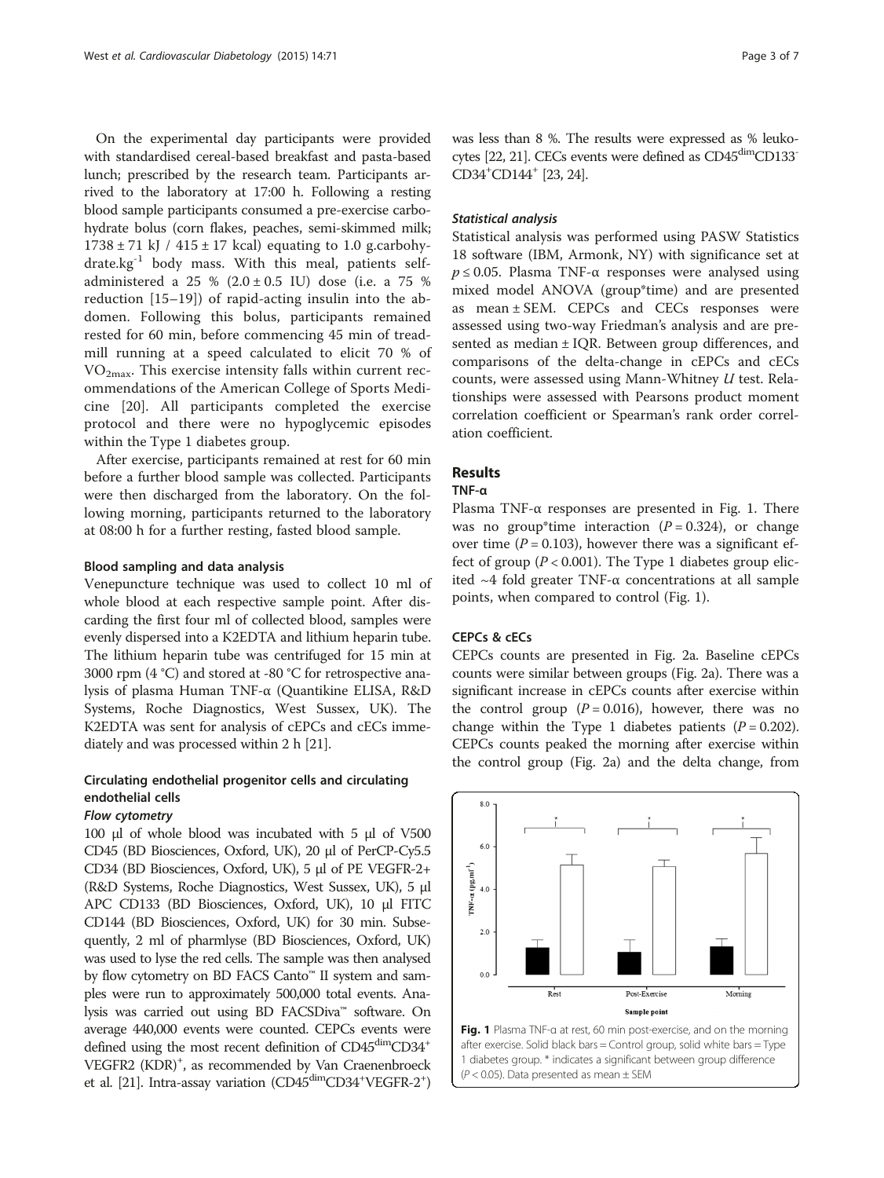On the experimental day participants were provided with standardised cereal-based breakfast and pasta-based lunch; prescribed by the research team. Participants arrived to the laboratory at 17:00 h. Following a resting blood sample participants consumed a pre-exercise carbohydrate bolus (corn flakes, peaches, semi-skimmed milk; 1738 ± 71 kJ / 415 ± 17 kcal) equating to 1.0 g.carbohydrate.$kg^{-1}$ body mass. With this meal, patients self-administered a 25 % (2.0 ± 0.5 IU) dose (i.e. a 75 % reduction [15–19]) of rapid-acting insulin into the abdomen. Following this bolus, participants remained rested for 60 min, before commencing 45 min of treadmill running at a speed calculated to elicit 70 % of $VO_{2max}$. This exercise intensity falls within current recommendations of the American College of Sports Medicine [20]. All participants completed the exercise protocol and there were no hypoglycemic episodes within the Type 1 diabetes group.

After exercise, participants remained at rest for 60 min before a further blood sample was collected. Participants were then discharged from the laboratory. On the following morning, participants returned to the laboratory at 08:00 h for a further resting, fasted blood sample.

### Blood sampling and data analysis

Venepuncture technique was used to collect 10 ml of whole blood at each respective sample point. After discarding the first four ml of collected blood, samples were evenly dispersed into a K2EDTA and lithium heparin tube. The lithium heparin tube was centrifuged for 15 min at 3000 rpm (4 °C) and stored at -80 °C for retrospective analysis of plasma Human TNF-α (Quantikine ELISA, R&D Systems, Roche Diagnostics, West Sussex, UK). The K2EDTA was sent for analysis of cEPCs and cECs immediately and was processed within 2 h [21].

### Circulating endothelial progenitor cells and circulating endothelial cells

#### Flow cytometry

100 μl of whole blood was incubated with 5 μl of V500 CD45 (BD Biosciences, Oxford, UK), 20 μl of PerCP-Cy5.5 CD34 (BD Biosciences, Oxford, UK), 5 μl of PE VEGFR-2+ (R&D Systems, Roche Diagnostics, West Sussex, UK), 5 μl APC CD133 (BD Biosciences, Oxford, UK), 10 μl FITC CD144 (BD Biosciences, Oxford, UK) for 30 min. Subsequently, 2 ml of pharmlyse (BD Biosciences, Oxford, UK) was used to lyse the red cells. The sample was then analysed by flow cytometry on BD FACS Canto™ II system and samples were run to approximately 500,000 total events. Analysis was carried out using BD FACSDiva™ software. On average 440,000 events were counted. CEPCs events were defined using the most recent definition of $CD45^{dim}CD34^{+}$ VEGFR2 $(KDR)^{+}$, as recommended by Van Craenenbroeck et al. [21]. Intra-assay variation ($CD45^{dim}CD34^{+}VEGFR\text{-}2^{+}$) was less than 8 %. The results were expressed as % leukocytes [22, 21]. CECs events were defined as $CD45^{dim}CD133^{-}$ $CD34^{+}CD144^{+}$ [23, 24].

#### Statistical analysis

Statistical analysis was performed using PASW Statistics 18 software (IBM, Armonk, NY) with significance set at $p \leq 0.05$. Plasma TNF-α responses were analysed using mixed model ANOVA (group*time) and are presented as mean ± SEM. CEPCs and CECs responses were assessed using two-way Friedman's analysis and are presented as median ± IQR. Between group differences, and comparisons of the delta-change in cEPCs and cECs counts, were assessed using Mann-Whitney *U* test. Relationships were assessed with Pearsons product moment correlation coefficient or Spearman's rank order correlation coefficient.

## Results

### TNF-α

Plasma TNF-α responses are presented in Fig. 1. There was no group*time interaction ($P = 0.324$), or change over time ($P = 0.103$), however there was a significant effect of group ($P < 0.001$). The Type 1 diabetes group elicited ~4 fold greater TNF-α concentrations at all sample points, when compared to control (Fig. 1).

### CEPCs & cECs

CEPCs counts are presented in Fig. 2a. Baseline cEPCs counts were similar between groups (Fig. 2a). There was a significant increase in cEPCs counts after exercise within the control group ($P = 0.016$), however, there was no change within the Type 1 diabetes patients ($P = 0.202$). CEPCs counts peaked the morning after exercise within the control group (Fig. 2a) and the delta change, from

TNF-α (pg.ml⁻¹)
8.0
6.0
4.0
2.0
0.0
Rest
Post-Exercise
Morning
Sample point
*
*
*

**Fig. 1** Plasma TNF-α at rest, 60 min post-exercise, and on the morning after exercise. Solid black bars = Control group, solid white bars = Type 1 diabetes group. * indicates a significant between group difference ($P < 0.05$). Data presented as mean ± SEM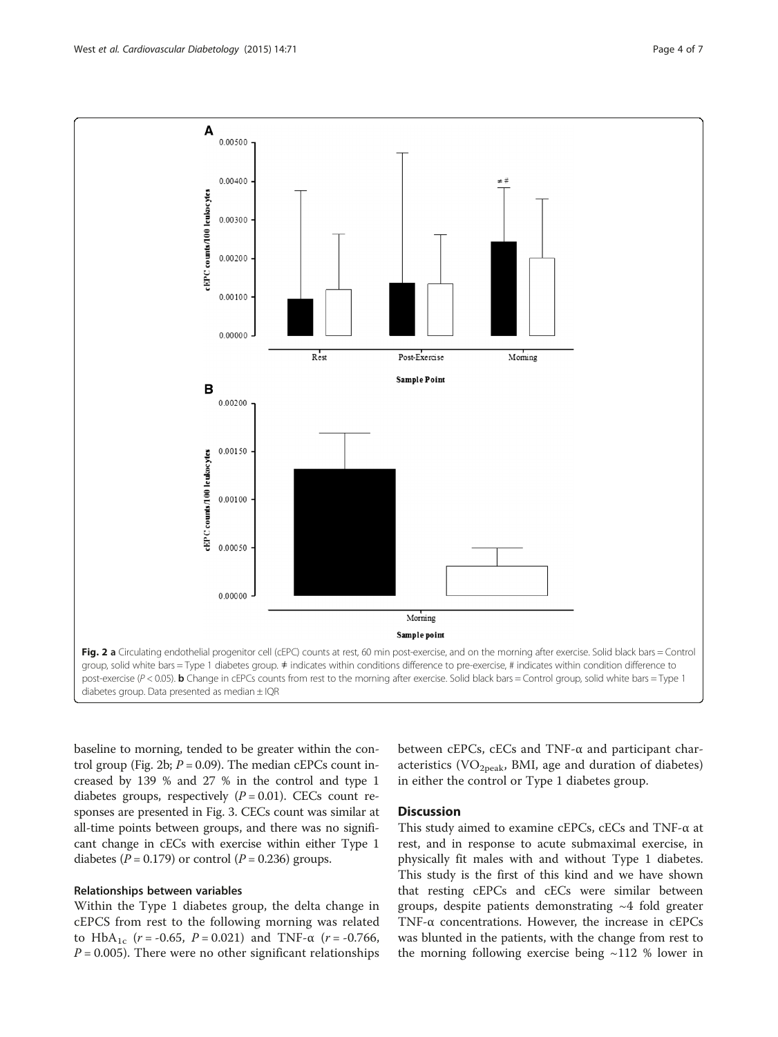A

0.00500

0.00400

0.00300

0.00200

0.00100

0.00000

cEPC counts/100 leukocytes

≠ #

Rest

Post-Exercise

Morning

Sample Point

B

0.00200

0.00150

0.00100

0.00050

0.00000

cEPC counts/100 leukocytes

Morning

Sample point

**Fig. 2** **a** Circulating endothelial progenitor cell (cEPC) counts at rest, 60 min post-exercise, and on the morning after exercise. Solid black bars = Control group, solid white bars = Type 1 diabetes group. ≠ indicates within conditions difference to pre-exercise, # indicates within condition difference to post-exercise ($P < 0.05$). **b** Change in cEPCs counts from rest to the morning after exercise. Solid black bars = Control group, solid white bars = Type 1 diabetes group. Data presented as median ± IQR

baseline to morning, tended to be greater within the control group (Fig. 2b; $P = 0.09$). The median cEPCs count increased by 139 % and 27 % in the control and type 1 diabetes groups, respectively ($P = 0.01$). CECs count responses are presented in Fig. 3. CECs count was similar at all-time points between groups, and there was no significant change in cECs with exercise within either Type 1 diabetes ($P = 0.179$) or control ($P = 0.236$) groups.

#### Relationships between variables

Within the Type 1 diabetes group, the delta change in cEPCS from rest to the following morning was related to $HbA_{1c}$ ($r = -0.65$, $P = 0.021$) and TNF-α ($r = -0.766$, $P = 0.005$). There were no other significant relationships between cEPCs, cECs and TNF-α and participant characteristics ($VO_{2peak}$, BMI, age and duration of diabetes) in either the control or Type 1 diabetes group.

## Discussion

This study aimed to examine cEPCs, cECs and TNF-α at rest, and in response to acute submaximal exercise, in physically fit males with and without Type 1 diabetes. This study is the first of this kind and we have shown that resting cEPCs and cECs were similar between groups, despite patients demonstrating ~4 fold greater TNF-α concentrations. However, the increase in cEPCs was blunted in the patients, with the change from rest to the morning following exercise being ~112 % lower in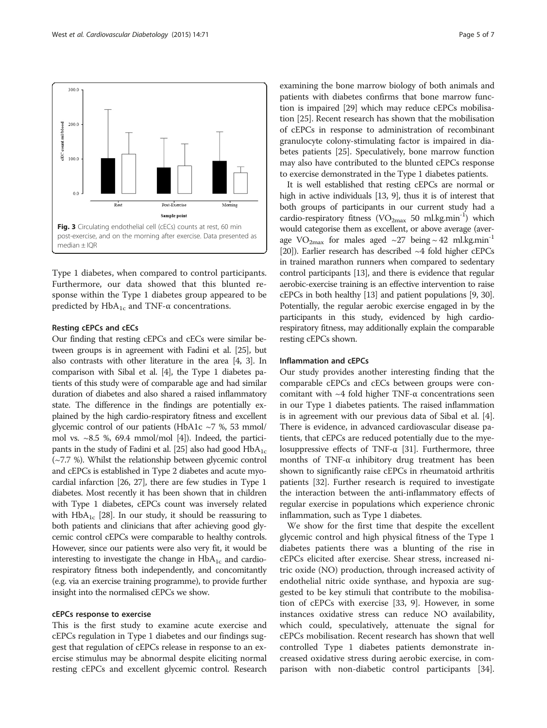300.0

200.0

100.0

0.0

cEC count ml/blood

Rest

Post-Exercise

Morning

Sample point

**Fig. 3** Circulating endothelial cell (cECs) counts at rest, 60 min post-exercise, and on the morning after exercise. Data presented as median ± IQR

Type 1 diabetes, when compared to control participants. Furthermore, our data showed that this blunted response within the Type 1 diabetes group appeared to be predicted by $HbA_{1c}$ and TNF-α concentrations.

### Resting cEPCs and cECs

Our finding that resting cEPCs and cECs were similar between groups is in agreement with Fadini et al. [25], but also contrasts with other literature in the area [4, 3]. In comparison with Sibal et al. [4], the Type 1 diabetes patients of this study were of comparable age and had similar duration of diabetes and also shared a raised inflammatory state. The difference in the findings are potentially explained by the high cardio-respiratory fitness and excellent glycemic control of our patients (HbA1c ~7 %, 53 mmol/mol vs. ~8.5 %, 69.4 mmol/mol [4]). Indeed, the participants in the study of Fadini et al. [25] also had good $HbA_{1c}$ (~7.7 %). Whilst the relationship between glycemic control and cEPCs is established in Type 2 diabetes and acute myocardial infarction [26, 27], there are few studies in Type 1 diabetes. Most recently it has been shown that in children with Type 1 diabetes, cEPCs count was inversely related with $HbA_{1c}$ [28]. In our study, it should be reassuring to both patients and clinicians that after achieving good glycemic control cEPCs were comparable to healthy controls. However, since our patients were also very fit, it would be interesting to investigate the change in $HbA_{1c}$ and cardio-respiratory fitness both independently, and concomitantly (e.g. via an exercise training programme), to provide further insight into the normalised cEPCs we show.

### cEPCs response to exercise

This is the first study to examine acute exercise and cEPCs regulation in Type 1 diabetes and our findings suggest that regulation of cEPCs release in response to an exercise stimulus may be abnormal despite eliciting normal resting cEPCs and excellent glycemic control. Research examining the bone marrow biology of both animals and patients with diabetes confirms that bone marrow function is impaired [29] which may reduce cEPCs mobilisation [25]. Recent research has shown that the mobilisation of cEPCs in response to administration of recombinant granulocyte colony-stimulating factor is impaired in diabetes patients [25]. Speculatively, bone marrow function may also have contributed to the blunted cEPCs response to exercise demonstrated in the Type 1 diabetes patients.

It is well established that resting cEPCs are normal or high in active individuals [13, 9], thus it is of interest that both groups of participants in our current study had a cardio-respiratory fitness ($VO_{2max}$ 50 $ml.kg.min^{-1}$) which would categorise them as excellent, or above average (average $VO_{2max}$ for males aged ~27 being ~ 42 $ml.kg.min^{-1}$ [20]). Earlier research has described ~4 fold higher cEPCs in trained marathon runners when compared to sedentary control participants [13], and there is evidence that regular aerobic-exercise training is an effective intervention to raise cEPCs in both healthy [13] and patient populations [9, 30]. Potentially, the regular aerobic exercise engaged in by the participants in this study, evidenced by high cardio-respiratory fitness, may additionally explain the comparable resting cEPCs shown.

### Inflammation and cEPCs

Our study provides another interesting finding that the comparable cEPCs and cECs between groups were concomitant with ~4 fold higher TNF-α concentrations seen in our Type 1 diabetes patients. The raised inflammation is in agreement with our previous data of Sibal et al. [4]. There is evidence, in advanced cardiovascular disease patients, that cEPCs are reduced potentially due to the myelosuppressive effects of TNF-α [31]. Furthermore, three months of TNF-α inhibitory drug treatment has been shown to significantly raise cEPCs in rheumatoid arthritis patients [32]. Further research is required to investigate the interaction between the anti-inflammatory effects of regular exercise in populations which experience chronic inflammation, such as Type 1 diabetes.

We show for the first time that despite the excellent glycemic control and high physical fitness of the Type 1 diabetes patients there was a blunting of the rise in cEPCs elicited after exercise. Shear stress, increased nitric oxide (NO) production, through increased activity of endothelial nitric oxide synthase, and hypoxia are suggested to be key stimuli that contribute to the mobilisation of cEPCs with exercise [33, 9]. However, in some instances oxidative stress can reduce NO availability, which could, speculatively, attenuate the signal for cEPCs mobilisation. Recent research has shown that well controlled Type 1 diabetes patients demonstrate increased oxidative stress during aerobic exercise, in comparison with non-diabetic control participants [34].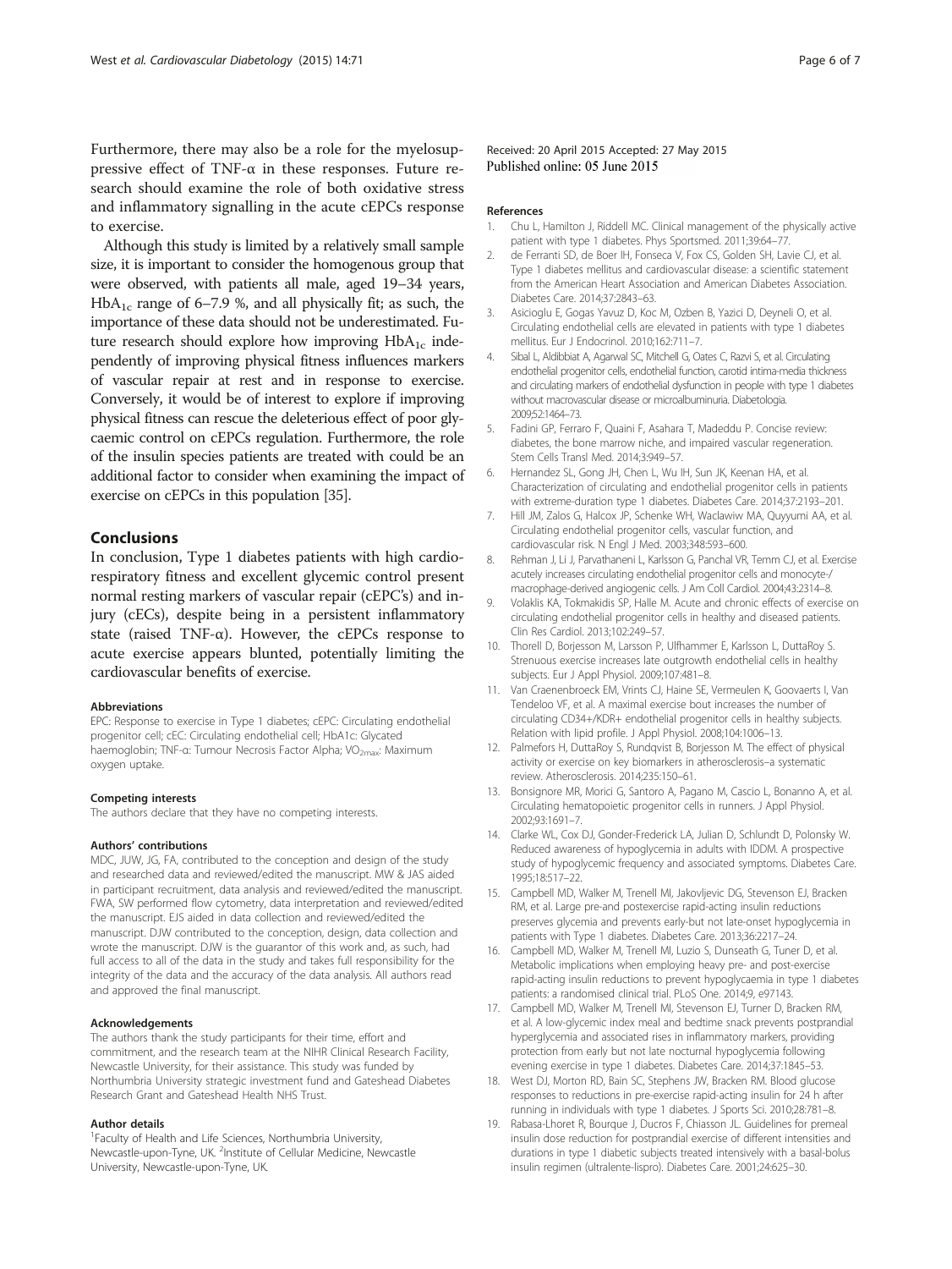Furthermore, there may also be a role for the myelosuppressive effect of TNF-α in these responses. Future research should examine the role of both oxidative stress and inflammatory signalling in the acute cEPCs response to exercise.

Although this study is limited by a relatively small sample size, it is important to consider the homogenous group that were observed, with patients all male, aged 19–34 years, $HbA_{1c}$ range of 6–7.9 %, and all physically fit; as such, the importance of these data should not be underestimated. Future research should explore how improving $HbA_{1c}$ independently of improving physical fitness influences markers of vascular repair at rest and in response to exercise. Conversely, it would be of interest to explore if improving physical fitness can rescue the deleterious effect of poor glycaemic control on cEPCs regulation. Furthermore, the role of the insulin species patients are treated with could be an additional factor to consider when examining the impact of exercise on cEPCs in this population [35].

## Conclusions

In conclusion, Type 1 diabetes patients with high cardiorespiratory fitness and excellent glycemic control present normal resting markers of vascular repair (cEPC's) and injury (cECs), despite being in a persistent inflammatory state (raised TNF-α). However, the cEPCs response to acute exercise appears blunted, potentially limiting the cardiovascular benefits of exercise.

#### Abbreviations

EPC: Response to exercise in Type 1 diabetes; cEPC: Circulating endothelial progenitor cell; cEC: Circulating endothelial cell; HbA1c: Glycated haemoglobin; TNF-α: Tumour Necrosis Factor Alpha; $VO_{2max}$: Maximum oxygen uptake.

#### Competing interests

The authors declare that they have no competing interests.

#### Authors' contributions

MDC, JUW, JG, FA, contributed to the conception and design of the study and researched data and reviewed/edited the manuscript. MW & JAS aided in participant recruitment, data analysis and reviewed/edited the manuscript. FWA, SW performed flow cytometry, data interpretation and reviewed/edited the manuscript. EJS aided in data collection and reviewed/edited the manuscript. DJW contributed to the conception, design, data collection and wrote the manuscript. DJW is the guarantor of this work and, as such, had full access to all of the data in the study and takes full responsibility for the integrity of the data and the accuracy of the data analysis. All authors read and approved the final manuscript.

#### Acknowledgements

The authors thank the study participants for their time, effort and commitment, and the research team at the NIHR Clinical Research Facility, Newcastle University, for their assistance. This study was funded by Northumbria University strategic investment fund and Gateshead Diabetes Research Grant and Gateshead Health NHS Trust.

#### Author details

[1]Faculty of Health and Life Sciences, Northumbria University, Newcastle-upon-Tyne, UK. [2]Institute of Cellular Medicine, Newcastle University, Newcastle-upon-Tyne, UK.

Received: 20 April 2015 Accepted: 27 May 2015
Published online: 05 June 2015

#### References

1. Chu L, Hamilton J, Riddell MC. Clinical management of the physically active patient with type 1 diabetes. Phys Sportsmed. 2011;39:64–77.
2. de Ferranti SD, de Boer IH, Fonseca V, Fox CS, Golden SH, Lavie CJ, et al. Type 1 diabetes mellitus and cardiovascular disease: a scientific statement from the American Heart Association and American Diabetes Association. Diabetes Care. 2014;37:2843–63.
3. Asicioglu E, Gogas Yavuz D, Koc M, Ozben B, Yazici D, Deyneli O, et al. Circulating endothelial cells are elevated in patients with type 1 diabetes mellitus. Eur J Endocrinol. 2010;162:711–7.
4. Sibal L, Aldibbiat A, Agarwal SC, Mitchell G, Oates C, Razvi S, et al. Circulating endothelial progenitor cells, endothelial function, carotid intima-media thickness and circulating markers of endothelial dysfunction in people with type 1 diabetes without macrovascular disease or microalbuminuria. Diabetologia. 2009;52:1464–73.
5. Fadini GP, Ferraro F, Quaini F, Asahara T, Madeddu P. Concise review: diabetes, the bone marrow niche, and impaired vascular regeneration. Stem Cells Transl Med. 2014;3:949–57.
6. Hernandez SL, Gong JH, Chen L, Wu IH, Sun JK, Keenan HA, et al. Characterization of circulating and endothelial progenitor cells in patients with extreme-duration type 1 diabetes. Diabetes Care. 2014;37:2193–201.
7. Hill JM, Zalos G, Halcox JP, Schenke WH, Waclawiw MA, Quyyumi AA, et al. Circulating endothelial progenitor cells, vascular function, and cardiovascular risk. N Engl J Med. 2003;348:593–600.
8. Rehman J, Li J, Parvathaneni L, Karlsson G, Panchal VR, Temm CJ, et al. Exercise acutely increases circulating endothelial progenitor cells and monocyte-/macrophage-derived angiogenic cells. J Am Coll Cardiol. 2004;43:2314–8.
9. Volaklis KA, Tokmakidis SP, Halle M. Acute and chronic effects of exercise on circulating endothelial progenitor cells in healthy and diseased patients. Clin Res Cardiol. 2013;102:249–57.
10. Thorell D, Borjesson M, Larsson P, Ulfhammer E, Karlsson L, DuttaRoy S. Strenuous exercise increases late outgrowth endothelial cells in healthy subjects. Eur J Appl Physiol. 2009;107:481–8.
11. Van Craenenbroeck EM, Vrints CJ, Haine SE, Vermeulen K, Goovaerts I, Van Tendeloo VF, et al. A maximal exercise bout increases the number of circulating CD34+/KDR+ endothelial progenitor cells in healthy subjects. Relation with lipid profile. J Appl Physiol. 2008;104:1006–13.
12. Palmefors H, DuttaRoy S, Rundqvist B, Borjesson M. The effect of physical activity or exercise on key biomarkers in atherosclerosis–a systematic review. Atherosclerosis. 2014;235:150–61.
13. Bonsignore MR, Morici G, Santoro A, Pagano M, Cascio L, Bonanno A, et al. Circulating hematopoietic progenitor cells in runners. J Appl Physiol. 2002;93:1691–7.
14. Clarke WL, Cox DJ, Gonder-Frederick LA, Julian D, Schlundt D, Polonsky W. Reduced awareness of hypoglycemia in adults with IDDM. A prospective study of hypoglycemic frequency and associated symptoms. Diabetes Care. 1995;18:517–22.
15. Campbell MD, Walker M, Trenell MI, Jakovljevic DG, Stevenson EJ, Bracken RM, et al. Large pre-and postexercise rapid-acting insulin reductions preserves glycemia and prevents early-but not late-onset hypoglycemia in patients with Type 1 diabetes. Diabetes Care. 2013;36:2217–24.
16. Campbell MD, Walker M, Trenell MI, Luzio S, Dunseath G, Tuner D, et al. Metabolic implications when employing heavy pre- and post-exercise rapid-acting insulin reductions to prevent hypoglycaemia in type 1 diabetes patients: a randomised clinical trial. PLoS One. 2014;9, e97143.
17. Campbell MD, Walker M, Trenell MI, Stevenson EJ, Turner D, Bracken RM, et al. A low-glycemic index meal and bedtime snack prevents postprandial hyperglycemia and associated rises in inflammatory markers, providing protection from early but not late nocturnal hypoglycemia following evening exercise in type 1 diabetes. Diabetes Care. 2014;37:1845–53.
18. West DJ, Morton RD, Bain SC, Stephens JW, Bracken RM. Blood glucose responses to reductions in pre-exercise rapid-acting insulin for 24 h after running in individuals with type 1 diabetes. J Sports Sci. 2010;28:781–8.
19. Rabasa-Lhoret R, Bourque J, Ducros F, Chiasson JL. Guidelines for premeal insulin dose reduction for postprandial exercise of different intensities and durations in type 1 diabetic subjects treated intensively with a basal-bolus insulin regimen (ultralente-lispro). Diabetes Care. 2001;24:625–30.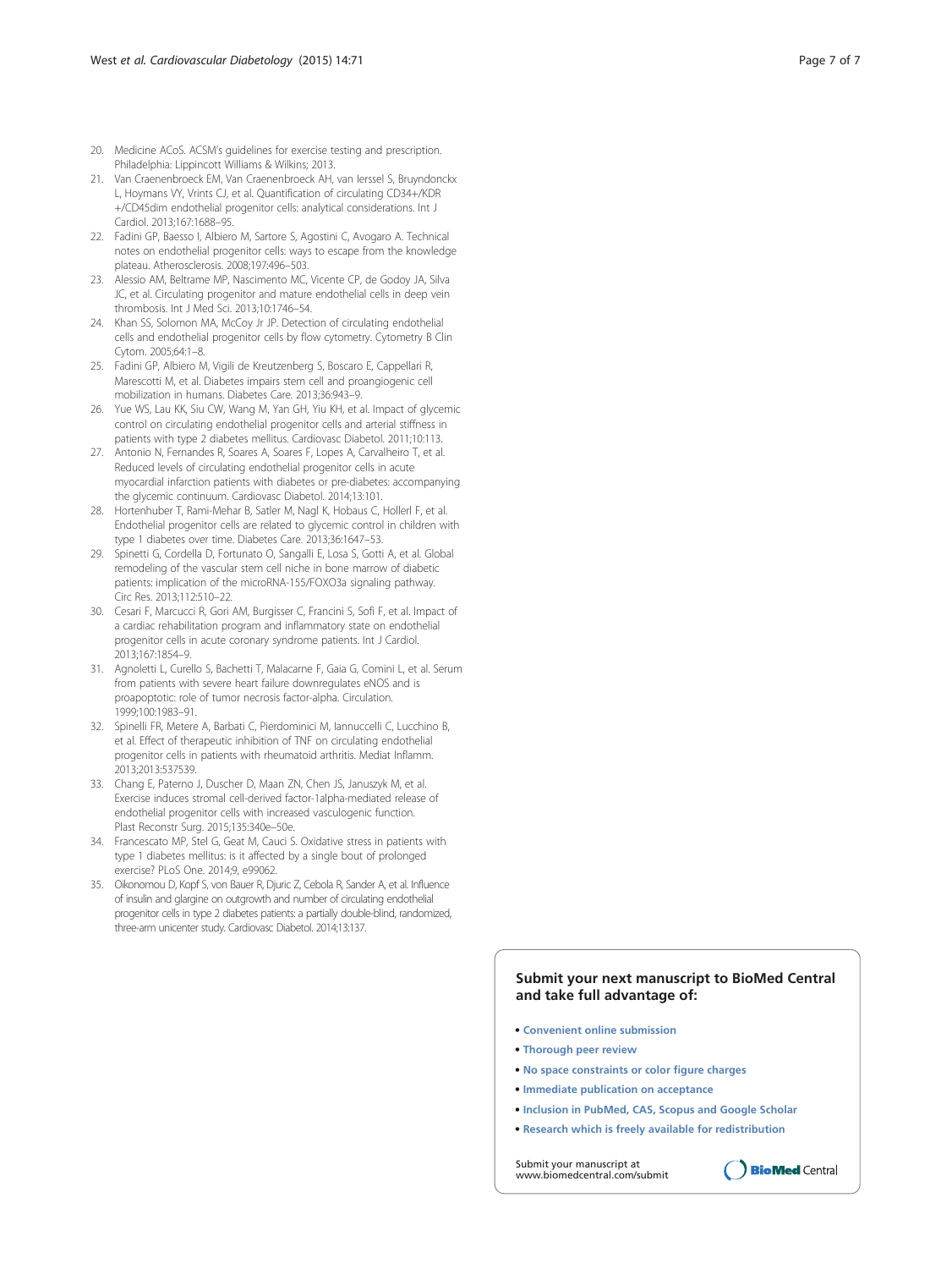20. Medicine ACoS. ACSM's guidelines for exercise testing and prescription. Philadelphia: Lippincott Williams & Wilkins; 2013.
21. Van Craenenbroeck EM, Van Craenenbroeck AH, van Ierssel S, Bruyndonckx L, Hoymans VY, Vrints CJ, et al. Quantification of circulating CD34+/KDR +/CD45dim endothelial progenitor cells: analytical considerations. Int J Cardiol. 2013;167:1688–95.
22. Fadini GP, Baesso I, Albiero M, Sartore S, Agostini C, Avogaro A. Technical notes on endothelial progenitor cells: ways to escape from the knowledge plateau. Atherosclerosis. 2008;197:496–503.
23. Alessio AM, Beltrame MP, Nascimento MC, Vicente CP, de Godoy JA, Silva JC, et al. Circulating progenitor and mature endothelial cells in deep vein thrombosis. Int J Med Sci. 2013;10:1746–54.
24. Khan SS, Solomon MA, McCoy Jr JP. Detection of circulating endothelial cells and endothelial progenitor cells by flow cytometry. Cytometry B Clin Cytom. 2005;64:1–8.
25. Fadini GP, Albiero M, Vigili de Kreutzenberg S, Boscaro E, Cappellari R, Marescotti M, et al. Diabetes impairs stem cell and proangiogenic cell mobilization in humans. Diabetes Care. 2013;36:943–9.
26. Yue WS, Lau KK, Siu CW, Wang M, Yan GH, Yiu KH, et al. Impact of glycemic control on circulating endothelial progenitor cells and arterial stiffness in patients with type 2 diabetes mellitus. Cardiovasc Diabetol. 2011;10:113.
27. Antonio N, Fernandes R, Soares A, Soares F, Lopes A, Carvalheiro T, et al. Reduced levels of circulating endothelial progenitor cells in acute myocardial infarction patients with diabetes or pre-diabetes: accompanying the glycemic continuum. Cardiovasc Diabetol. 2014;13:101.
28. Hortenhuber T, Rami-Mehar B, Satler M, Nagl K, Hobaus C, Hollerl F, et al. Endothelial progenitor cells are related to glycemic control in children with type 1 diabetes over time. Diabetes Care. 2013;36:1647–53.
29. Spinetti G, Cordella D, Fortunato O, Sangalli E, Losa S, Gotti A, et al. Global remodeling of the vascular stem cell niche in bone marrow of diabetic patients: implication of the microRNA-155/FOXO3a signaling pathway. Circ Res. 2013;112:510–22.
30. Cesari F, Marcucci R, Gori AM, Burgisser C, Francini S, Sofi F, et al. Impact of a cardiac rehabilitation program and inflammatory state on endothelial progenitor cells in acute coronary syndrome patients. Int J Cardiol. 2013;167:1854–9.
31. Agnoletti L, Curello S, Bachetti T, Malacarne F, Gaia G, Comini L, et al. Serum from patients with severe heart failure downregulates eNOS and is proapoptotic: role of tumor necrosis factor-alpha. Circulation. 1999;100:1983–91.
32. Spinelli FR, Metere A, Barbati C, Pierdominici M, Iannuccelli C, Lucchino B, et al. Effect of therapeutic inhibition of TNF on circulating endothelial progenitor cells in patients with rheumatoid arthritis. Mediat Inflamm. 2013;2013:537539.
33. Chang E, Paterno J, Duscher D, Maan ZN, Chen JS, Januszyk M, et al. Exercise induces stromal cell-derived factor-1alpha-mediated release of endothelial progenitor cells with increased vasculogenic function. Plast Reconstr Surg. 2015;135:340e–50e.
34. Francescato MP, Stel G, Geat M, Cauci S. Oxidative stress in patients with type 1 diabetes mellitus: is it affected by a single bout of prolonged exercise? PLoS One. 2014;9, e99062.
35. Oikonomou D, Kopf S, von Bauer R, Djuric Z, Cebola R, Sander A, et al. Influence of insulin and glargine on outgrowth and number of circulating endothelial progenitor cells in type 2 diabetes patients: a partially double-blind, randomized, three-arm unicenter study. Cardiovasc Diabetol. 2014;13:137.

**Submit your next manuscript to BioMed Central and take full advantage of:**

- **Convenient online submission**
- **Thorough peer review**
- **No space constraints or color figure charges**
- **Immediate publication on acceptance**
- **Inclusion in PubMed, CAS, Scopus and Google Scholar**
- **Research which is freely available for redistribution**

Submit your manuscript at
www.biomedcentral.com/submit

BioMed Central